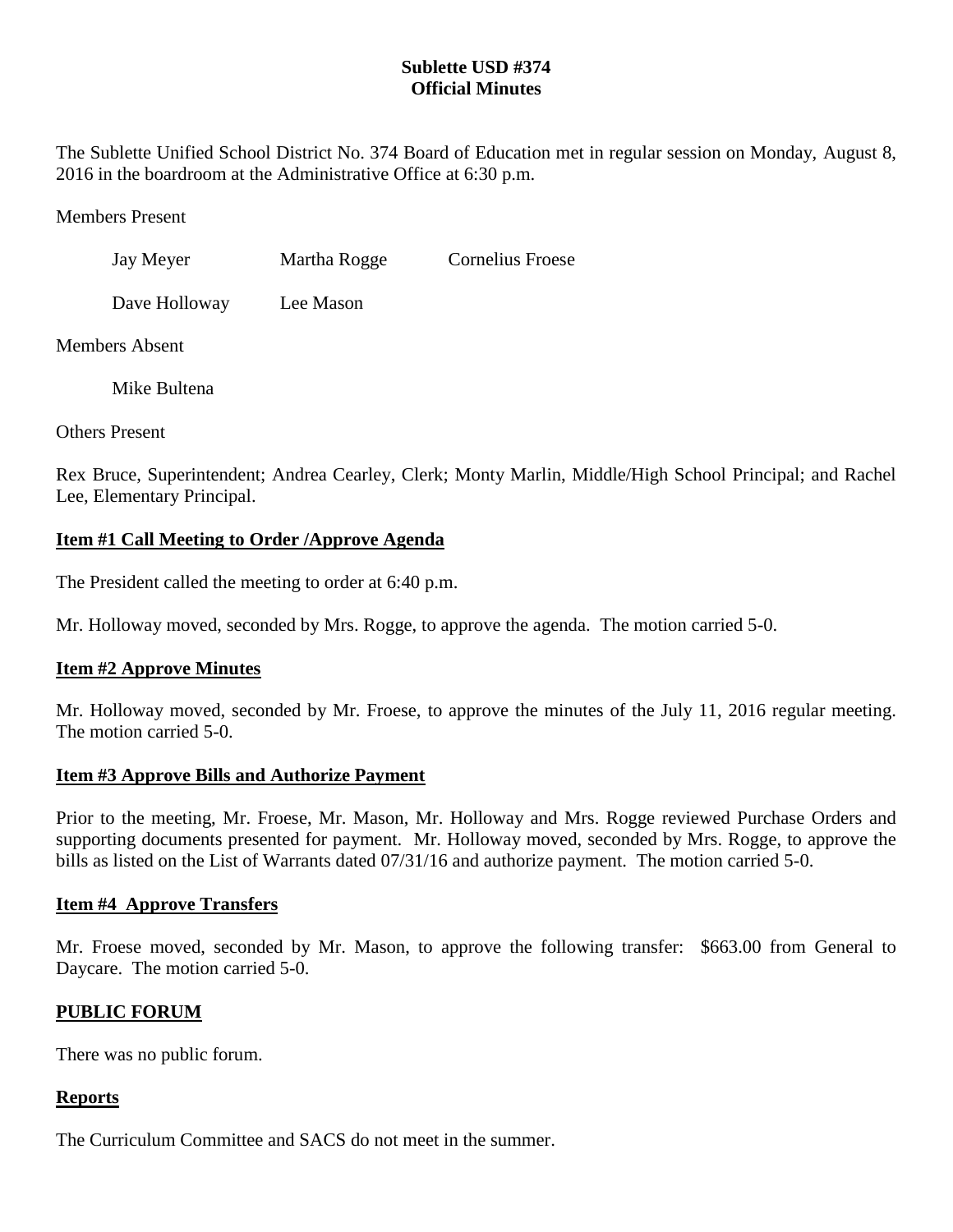**Sublette USD #374**
**Official Minutes**

The Sublette Unified School District No. 374 Board of Education met in regular session on Monday, August 8, 2016 in the boardroom at the Administrative Office at 6:30 p.m.

Members Present

Jay Meyer   Martha Rogge   Cornelius Froese

Dave Holloway   Lee Mason

Members Absent

Mike Bultena

Others Present

Rex Bruce, Superintendent; Andrea Cearley, Clerk; Monty Marlin, Middle/High School Principal; and Rachel Lee, Elementary Principal.

**Item #1 Call Meeting to Order /Approve Agenda**

The President called the meeting to order at 6:40 p.m.

Mr. Holloway moved, seconded by Mrs. Rogge, to approve the agenda. The motion carried 5-0.

**Item #2 Approve Minutes**

Mr. Holloway moved, seconded by Mr. Froese, to approve the minutes of the July 11, 2016 regular meeting. The motion carried 5-0.

**Item #3 Approve Bills and Authorize Payment**

Prior to the meeting, Mr. Froese, Mr. Mason, Mr. Holloway and Mrs. Rogge reviewed Purchase Orders and supporting documents presented for payment. Mr. Holloway moved, seconded by Mrs. Rogge, to approve the bills as listed on the List of Warrants dated 07/31/16 and authorize payment. The motion carried 5-0.

**Item #4 Approve Transfers**

Mr. Froese moved, seconded by Mr. Mason, to approve the following transfer: $663.00 from General to Daycare. The motion carried 5-0.

**PUBLIC FORUM**

There was no public forum.

**Reports**

The Curriculum Committee and SACS do not meet in the summer.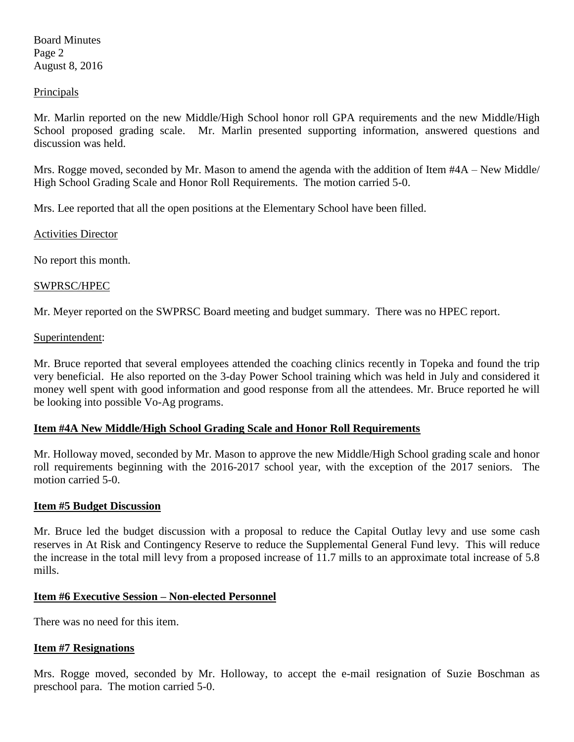Principals

Mr. Marlin reported on the new Middle/High School honor roll GPA requirements and the new Middle/High School proposed grading scale. Mr. Marlin presented supporting information, answered questions and discussion was held.

Mrs. Rogge moved, seconded by Mr. Mason to amend the agenda with the addition of Item #4A – New Middle/ High School Grading Scale and Honor Roll Requirements. The motion carried 5-0.

Mrs. Lee reported that all the open positions at the Elementary School have been filled.

Activities Director

No report this month.

SWPRSC/HPEC

Mr. Meyer reported on the SWPRSC Board meeting and budget summary. There was no HPEC report.

Superintendent:

Mr. Bruce reported that several employees attended the coaching clinics recently in Topeka and found the trip very beneficial. He also reported on the 3-day Power School training which was held in July and considered it money well spent with good information and good response from all the attendees. Mr. Bruce reported he will be looking into possible Vo-Ag programs.

**Item #4A New Middle/High School Grading Scale and Honor Roll Requirements**

Mr. Holloway moved, seconded by Mr. Mason to approve the new Middle/High School grading scale and honor roll requirements beginning with the 2016-2017 school year, with the exception of the 2017 seniors. The motion carried 5-0.

**Item #5 Budget Discussion**

Mr. Bruce led the budget discussion with a proposal to reduce the Capital Outlay levy and use some cash reserves in At Risk and Contingency Reserve to reduce the Supplemental General Fund levy. This will reduce the increase in the total mill levy from a proposed increase of 11.7 mills to an approximate total increase of 5.8 mills.

**Item #6 Executive Session – Non-elected Personnel**

There was no need for this item.

**Item #7 Resignations**

Mrs. Rogge moved, seconded by Mr. Holloway, to accept the e-mail resignation of Suzie Boschman as preschool para. The motion carried 5-0.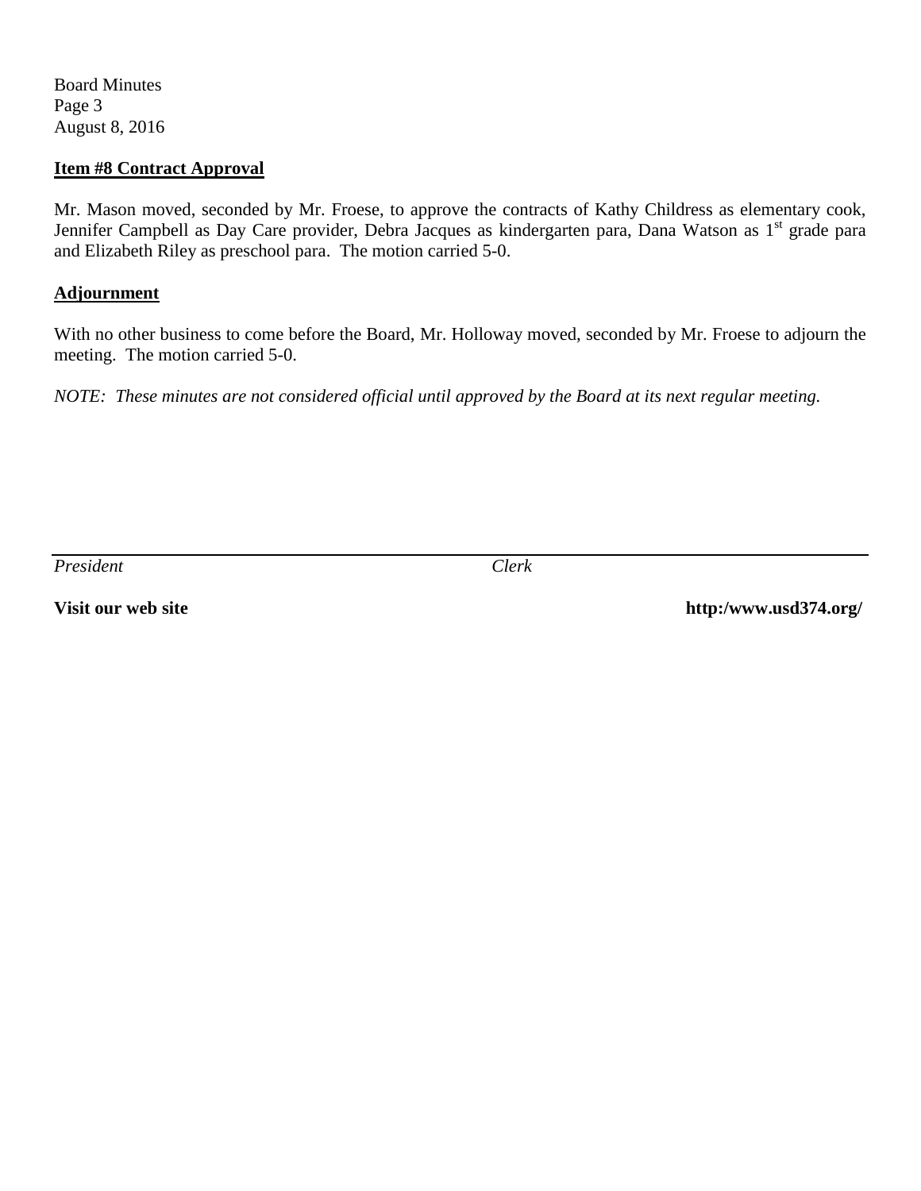**Item #8 Contract Approval**

Mr. Mason moved, seconded by Mr. Froese, to approve the contracts of Kathy Childress as elementary cook, Jennifer Campbell as Day Care provider, Debra Jacques as kindergarten para, Dana Watson as 1st grade para and Elizabeth Riley as preschool para. The motion carried 5-0.

**Adjournment**

With no other business to come before the Board, Mr. Holloway moved, seconded by Mr. Froese to adjourn the meeting. The motion carried 5-0.

*NOTE: These minutes are not considered official until approved by the Board at its next regular meeting.*

*President* *Clerk*

**Visit our web site** **http:/www.usd374.org/**